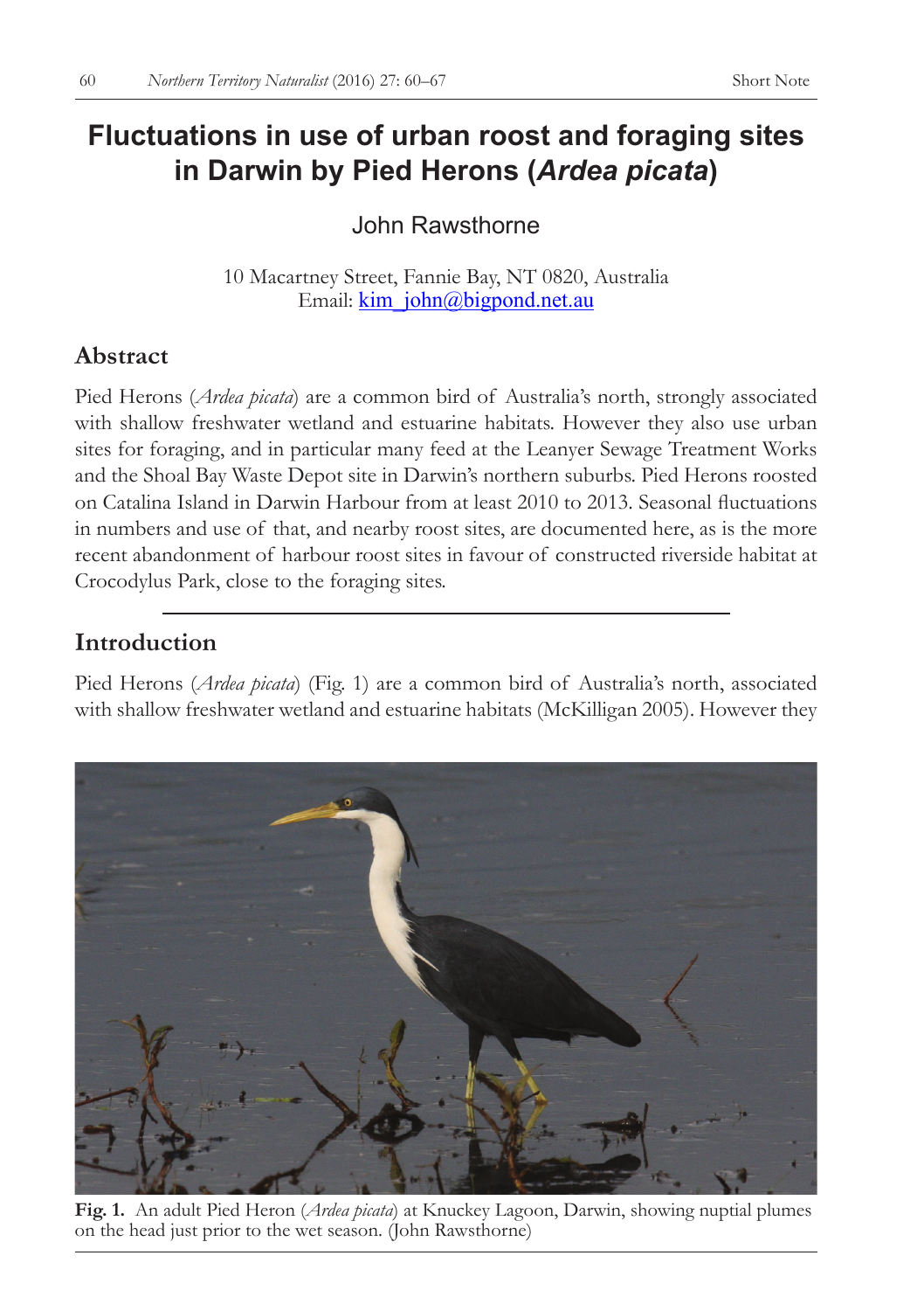# Fluctuations in use of urban roost and foraging sites in Darwin by Pied Herons (*Ardea picata*)

John Rawsthorne

10 Macartney Street, Fannie Bay, NT 0820, Australia
Email: kim_john@bigpond.net.au

## Abstract

Pied Herons (*Ardea picata*) are a common bird of Australia's north, strongly associated with shallow freshwater wetland and estuarine habitats. However they also use urban sites for foraging, and in particular many feed at the Leanyer Sewage Treatment Works and the Shoal Bay Waste Depot site in Darwin's northern suburbs. Pied Herons roosted on Catalina Island in Darwin Harbour from at least 2010 to 2013. Seasonal fluctuations in numbers and use of that, and nearby roost sites, are documented here, as is the more recent abandonment of harbour roost sites in favour of constructed riverside habitat at Crocodylus Park, close to the foraging sites.

## Introduction

Pied Herons (*Ardea picata*) (Fig. 1) are a common bird of Australia's north, associated with shallow freshwater wetland and estuarine habitats (McKilligan 2005). However they

**Fig. 1.** An adult Pied Heron (*Ardea picata*) at Knuckey Lagoon, Darwin, showing nuptial plumes on the head just prior to the wet season. (John Rawsthorne)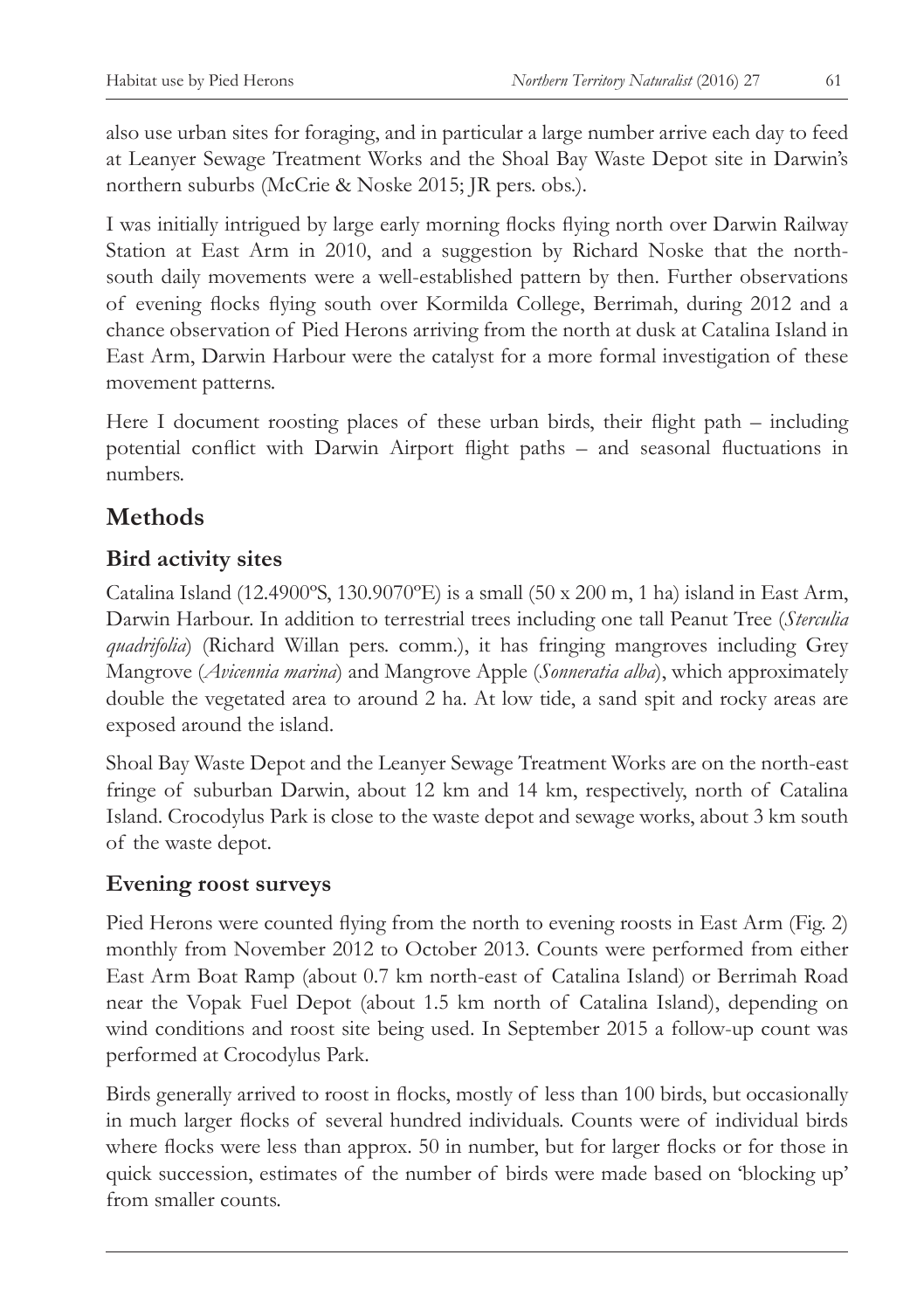also use urban sites for foraging, and in particular a large number arrive each day to feed at Leanyer Sewage Treatment Works and the Shoal Bay Waste Depot site in Darwin's northern suburbs (McCrie & Noske 2015; JR pers. obs.).

I was initially intrigued by large early morning flocks flying north over Darwin Railway Station at East Arm in 2010, and a suggestion by Richard Noske that the north-south daily movements were a well-established pattern by then. Further observations of evening flocks flying south over Kormilda College, Berrimah, during 2012 and a chance observation of Pied Herons arriving from the north at dusk at Catalina Island in East Arm, Darwin Harbour were the catalyst for a more formal investigation of these movement patterns.

Here I document roosting places of these urban birds, their flight path – including potential conflict with Darwin Airport flight paths – and seasonal fluctuations in numbers.

# Methods

## Bird activity sites

Catalina Island (12.4900ºS, 130.9070ºE) is a small (50 x 200 m, 1 ha) island in East Arm, Darwin Harbour. In addition to terrestrial trees including one tall Peanut Tree (*Sterculia quadrifolia*) (Richard Willan pers. comm.), it has fringing mangroves including Grey Mangrove (*Avicennia marina*) and Mangrove Apple (*Sonneratia alba*), which approximately double the vegetated area to around 2 ha. At low tide, a sand spit and rocky areas are exposed around the island.

Shoal Bay Waste Depot and the Leanyer Sewage Treatment Works are on the north-east fringe of suburban Darwin, about 12 km and 14 km, respectively, north of Catalina Island. Crocodylus Park is close to the waste depot and sewage works, about 3 km south of the waste depot.

## Evening roost surveys

Pied Herons were counted flying from the north to evening roosts in East Arm (Fig. 2) monthly from November 2012 to October 2013. Counts were performed from either East Arm Boat Ramp (about 0.7 km north-east of Catalina Island) or Berrimah Road near the Vopak Fuel Depot (about 1.5 km north of Catalina Island), depending on wind conditions and roost site being used. In September 2015 a follow-up count was performed at Crocodylus Park.

Birds generally arrived to roost in flocks, mostly of less than 100 birds, but occasionally in much larger flocks of several hundred individuals. Counts were of individual birds where flocks were less than approx. 50 in number, but for larger flocks or for those in quick succession, estimates of the number of birds were made based on 'blocking up' from smaller counts.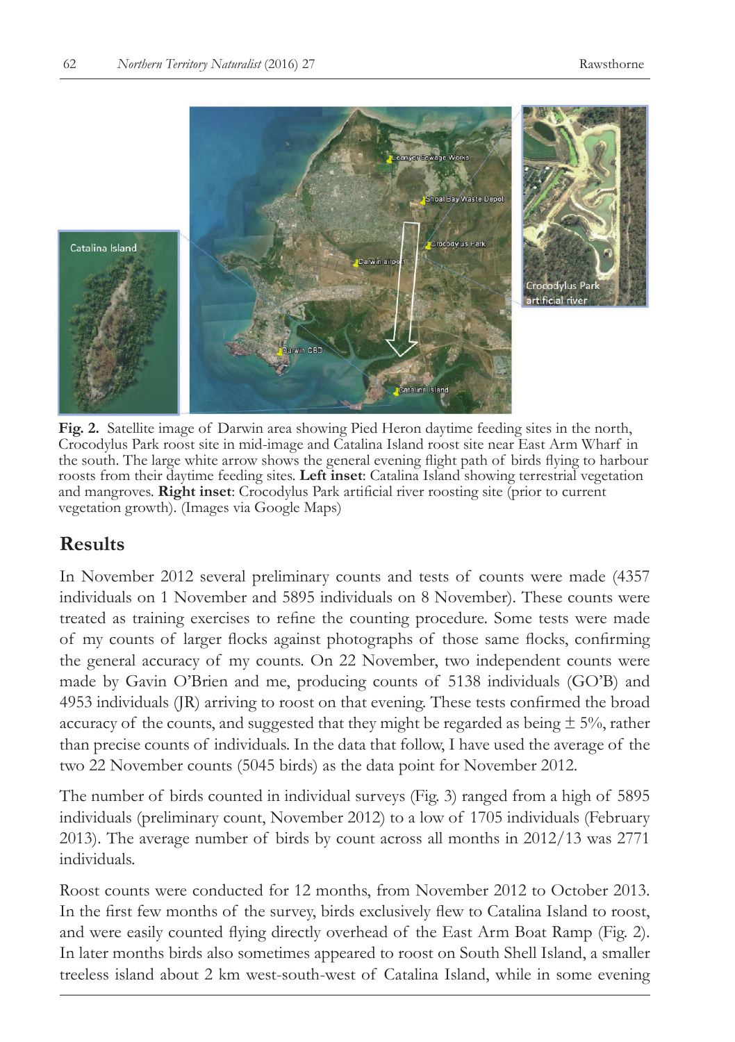**Fig. 2.** Satellite image of Darwin area showing Pied Heron daytime feeding sites in the north, Crocodylus Park roost site in mid-image and Catalina Island roost site near East Arm Wharf in the south. The large white arrow shows the general evening flight path of birds flying to harbour roosts from their daytime feeding sites. **Left inset**: Catalina Island showing terrestrial vegetation and mangroves. **Right inset**: Crocodylus Park artificial river roosting site (prior to current vegetation growth). (Images via Google Maps)

## Results

In November 2012 several preliminary counts and tests of counts were made (4357 individuals on 1 November and 5895 individuals on 8 November). These counts were treated as training exercises to refine the counting procedure. Some tests were made of my counts of larger flocks against photographs of those same flocks, confirming the general accuracy of my counts. On 22 November, two independent counts were made by Gavin O'Brien and me, producing counts of 5138 individuals (GO'B) and 4953 individuals (JR) arriving to roost on that evening. These tests confirmed the broad accuracy of the counts, and suggested that they might be regarded as being ± 5%, rather than precise counts of individuals. In the data that follow, I have used the average of the two 22 November counts (5045 birds) as the data point for November 2012.

The number of birds counted in individual surveys (Fig. 3) ranged from a high of 5895 individuals (preliminary count, November 2012) to a low of 1705 individuals (February 2013). The average number of birds by count across all months in 2012/13 was 2771 individuals.

Roost counts were conducted for 12 months, from November 2012 to October 2013. In the first few months of the survey, birds exclusively flew to Catalina Island to roost, and were easily counted flying directly overhead of the East Arm Boat Ramp (Fig. 2). In later months birds also sometimes appeared to roost on South Shell Island, a smaller treeless island about 2 km west-south-west of Catalina Island, while in some evening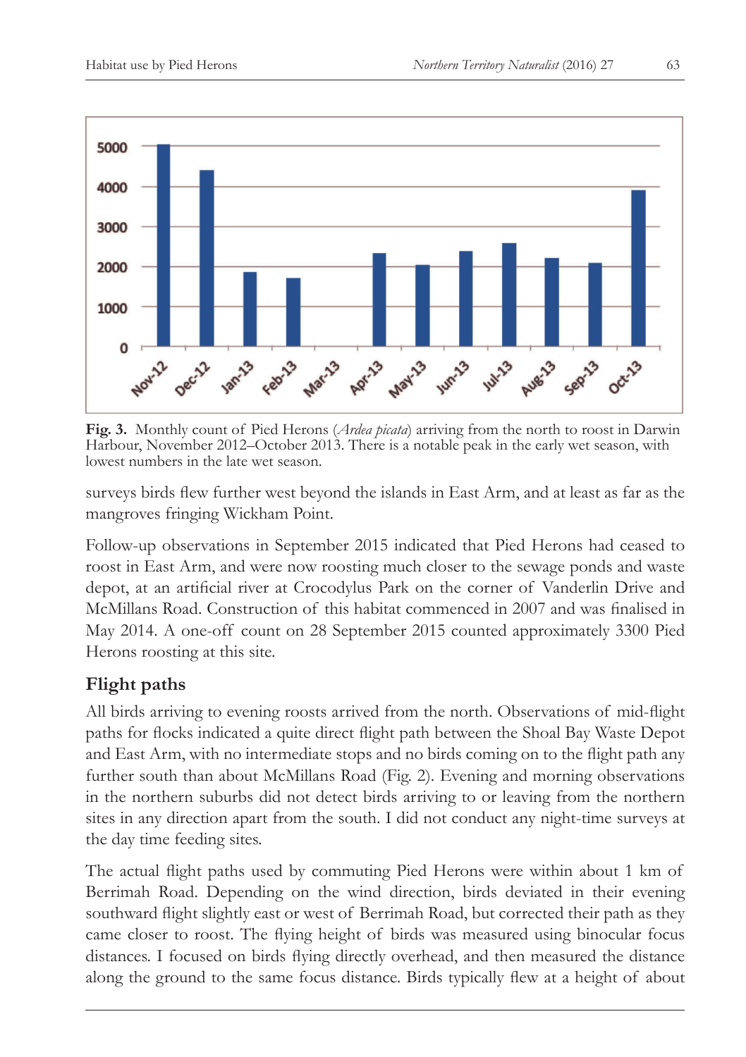**Fig. 3.** Monthly count of Pied Herons (*Ardea picata*) arriving from the north to roost in Darwin Harbour, November 2012–October 2013. There is a notable peak in the early wet season, with lowest numbers in the late wet season.

surveys birds flew further west beyond the islands in East Arm, and at least as far as the mangroves fringing Wickham Point.

Follow-up observations in September 2015 indicated that Pied Herons had ceased to roost in East Arm, and were now roosting much closer to the sewage ponds and waste depot, at an artificial river at Crocodylus Park on the corner of Vanderlin Drive and McMillans Road. Construction of this habitat commenced in 2007 and was finalised in May 2014. A one-off count on 28 September 2015 counted approximately 3300 Pied Herons roosting at this site.

## Flight paths

All birds arriving to evening roosts arrived from the north. Observations of mid-flight paths for flocks indicated a quite direct flight path between the Shoal Bay Waste Depot and East Arm, with no intermediate stops and no birds coming on to the flight path any further south than about McMillans Road (Fig. 2). Evening and morning observations in the northern suburbs did not detect birds arriving to or leaving from the northern sites in any direction apart from the south. I did not conduct any night-time surveys at the day time feeding sites.

The actual flight paths used by commuting Pied Herons were within about 1 km of Berrimah Road. Depending on the wind direction, birds deviated in their evening southward flight slightly east or west of Berrimah Road, but corrected their path as they came closer to roost. The flying height of birds was measured using binocular focus distances. I focused on birds flying directly overhead, and then measured the distance along the ground to the same focus distance. Birds typically flew at a height of about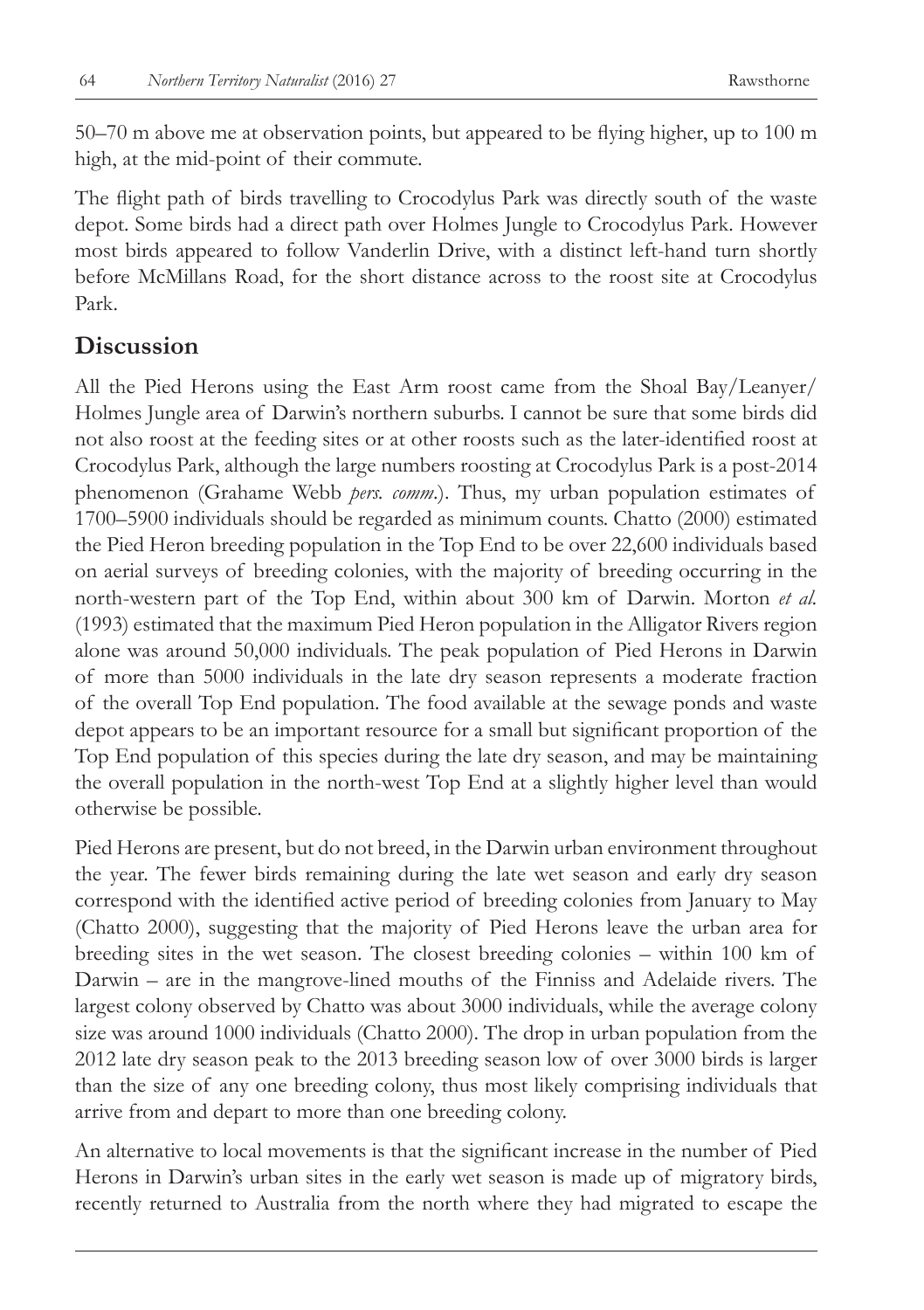50–70 m above me at observation points, but appeared to be flying higher, up to 100 m high, at the mid-point of their commute.

The flight path of birds travelling to Crocodylus Park was directly south of the waste depot. Some birds had a direct path over Holmes Jungle to Crocodylus Park. However most birds appeared to follow Vanderlin Drive, with a distinct left-hand turn shortly before McMillans Road, for the short distance across to the roost site at Crocodylus Park.

## Discussion

All the Pied Herons using the East Arm roost came from the Shoal Bay/Leanyer/Holmes Jungle area of Darwin's northern suburbs. I cannot be sure that some birds did not also roost at the feeding sites or at other roosts such as the later-identified roost at Crocodylus Park, although the large numbers roosting at Crocodylus Park is a post-2014 phenomenon (Grahame Webb *pers. comm.*). Thus, my urban population estimates of 1700–5900 individuals should be regarded as minimum counts. Chatto (2000) estimated the Pied Heron breeding population in the Top End to be over 22,600 individuals based on aerial surveys of breeding colonies, with the majority of breeding occurring in the north-western part of the Top End, within about 300 km of Darwin. Morton *et al.* (1993) estimated that the maximum Pied Heron population in the Alligator Rivers region alone was around 50,000 individuals. The peak population of Pied Herons in Darwin of more than 5000 individuals in the late dry season represents a moderate fraction of the overall Top End population. The food available at the sewage ponds and waste depot appears to be an important resource for a small but significant proportion of the Top End population of this species during the late dry season, and may be maintaining the overall population in the north-west Top End at a slightly higher level than would otherwise be possible.

Pied Herons are present, but do not breed, in the Darwin urban environment throughout the year. The fewer birds remaining during the late wet season and early dry season correspond with the identified active period of breeding colonies from January to May (Chatto 2000), suggesting that the majority of Pied Herons leave the urban area for breeding sites in the wet season. The closest breeding colonies – within 100 km of Darwin – are in the mangrove-lined mouths of the Finniss and Adelaide rivers. The largest colony observed by Chatto was about 3000 individuals, while the average colony size was around 1000 individuals (Chatto 2000). The drop in urban population from the 2012 late dry season peak to the 2013 breeding season low of over 3000 birds is larger than the size of any one breeding colony, thus most likely comprising individuals that arrive from and depart to more than one breeding colony.

An alternative to local movements is that the significant increase in the number of Pied Herons in Darwin's urban sites in the early wet season is made up of migratory birds, recently returned to Australia from the north where they had migrated to escape the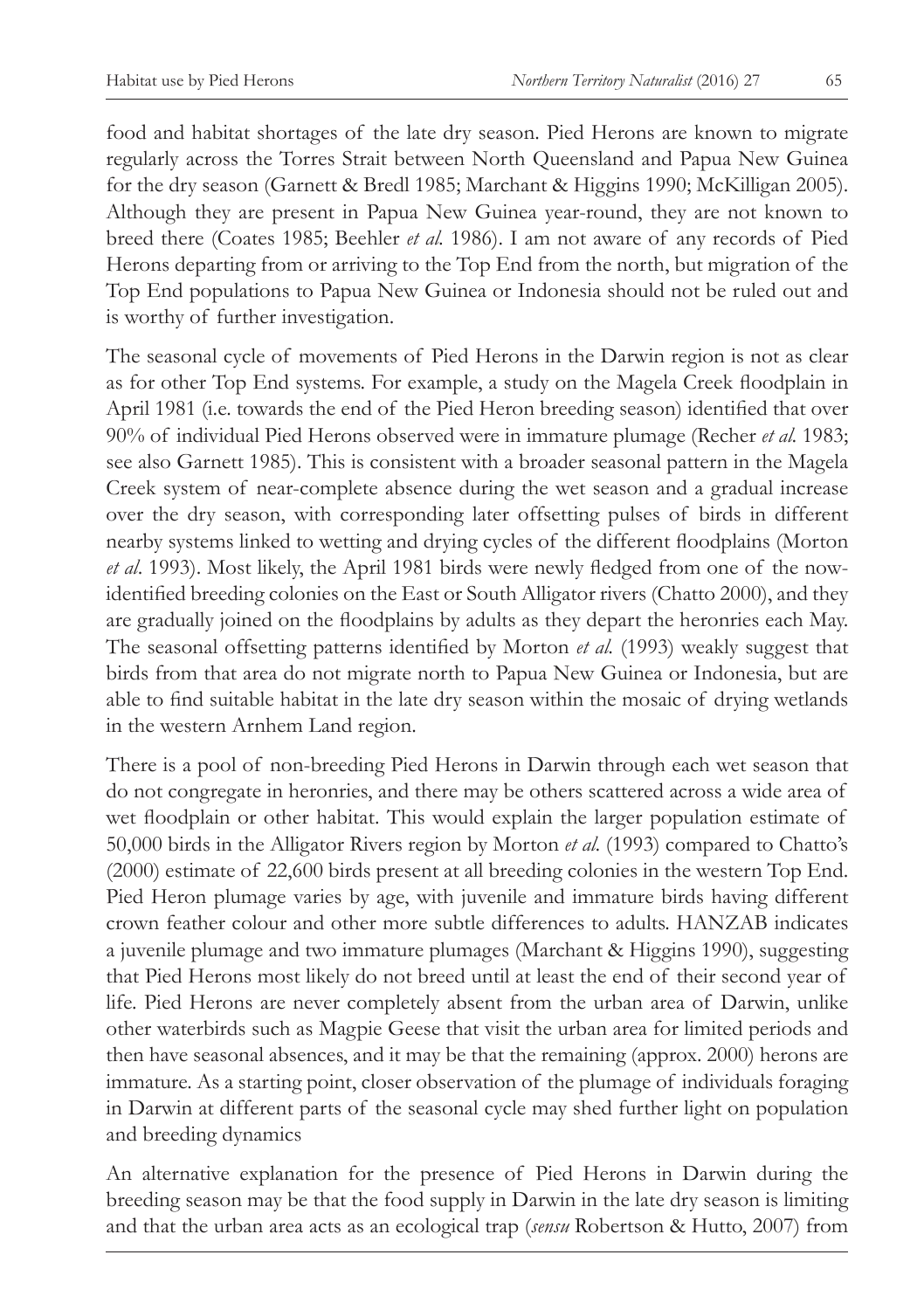food and habitat shortages of the late dry season. Pied Herons are known to migrate regularly across the Torres Strait between North Queensland and Papua New Guinea for the dry season (Garnett & Bredl 1985; Marchant & Higgins 1990; McKilligan 2005). Although they are present in Papua New Guinea year-round, they are not known to breed there (Coates 1985; Beehler *et al.* 1986). I am not aware of any records of Pied Herons departing from or arriving to the Top End from the north, but migration of the Top End populations to Papua New Guinea or Indonesia should not be ruled out and is worthy of further investigation.

The seasonal cycle of movements of Pied Herons in the Darwin region is not as clear as for other Top End systems. For example, a study on the Magela Creek floodplain in April 1981 (i.e. towards the end of the Pied Heron breeding season) identified that over 90% of individual Pied Herons observed were in immature plumage (Recher *et al.* 1983; see also Garnett 1985). This is consistent with a broader seasonal pattern in the Magela Creek system of near-complete absence during the wet season and a gradual increase over the dry season, with corresponding later offsetting pulses of birds in different nearby systems linked to wetting and drying cycles of the different floodplains (Morton *et al*. 1993). Most likely, the April 1981 birds were newly fledged from one of the now-identified breeding colonies on the East or South Alligator rivers (Chatto 2000), and they are gradually joined on the floodplains by adults as they depart the heronries each May. The seasonal offsetting patterns identified by Morton *et al.* (1993) weakly suggest that birds from that area do not migrate north to Papua New Guinea or Indonesia, but are able to find suitable habitat in the late dry season within the mosaic of drying wetlands in the western Arnhem Land region.

There is a pool of non-breeding Pied Herons in Darwin through each wet season that do not congregate in heronries, and there may be others scattered across a wide area of wet floodplain or other habitat. This would explain the larger population estimate of 50,000 birds in the Alligator Rivers region by Morton *et al.* (1993) compared to Chatto's (2000) estimate of 22,600 birds present at all breeding colonies in the western Top End. Pied Heron plumage varies by age, with juvenile and immature birds having different crown feather colour and other more subtle differences to adults. HANZAB indicates a juvenile plumage and two immature plumages (Marchant & Higgins 1990), suggesting that Pied Herons most likely do not breed until at least the end of their second year of life. Pied Herons are never completely absent from the urban area of Darwin, unlike other waterbirds such as Magpie Geese that visit the urban area for limited periods and then have seasonal absences, and it may be that the remaining (approx. 2000) herons are immature. As a starting point, closer observation of the plumage of individuals foraging in Darwin at different parts of the seasonal cycle may shed further light on population and breeding dynamics

An alternative explanation for the presence of Pied Herons in Darwin during the breeding season may be that the food supply in Darwin in the late dry season is limiting and that the urban area acts as an ecological trap (*sensu* Robertson & Hutto, 2007) from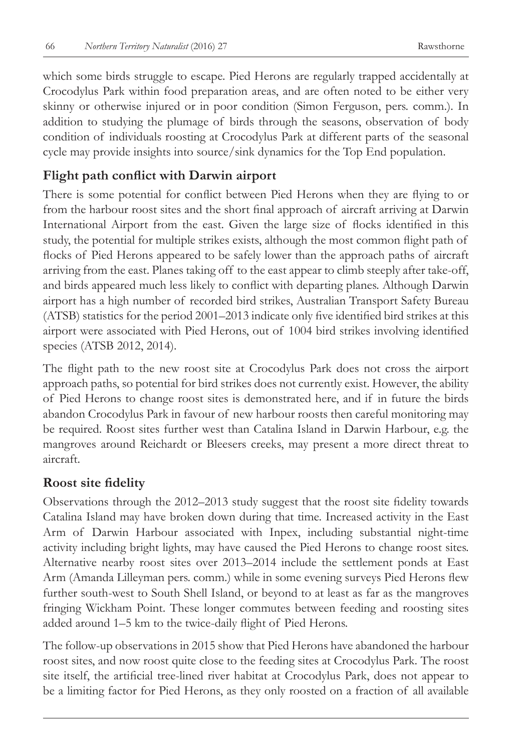which some birds struggle to escape. Pied Herons are regularly trapped accidentally at Crocodylus Park within food preparation areas, and are often noted to be either very skinny or otherwise injured or in poor condition (Simon Ferguson, pers. comm.). In addition to studying the plumage of birds through the seasons, observation of body condition of individuals roosting at Crocodylus Park at different parts of the seasonal cycle may provide insights into source/sink dynamics for the Top End population.

## Flight path conflict with Darwin airport

There is some potential for conflict between Pied Herons when they are flying to or from the harbour roost sites and the short final approach of aircraft arriving at Darwin International Airport from the east. Given the large size of flocks identified in this study, the potential for multiple strikes exists, although the most common flight path of flocks of Pied Herons appeared to be safely lower than the approach paths of aircraft arriving from the east. Planes taking off to the east appear to climb steeply after take-off, and birds appeared much less likely to conflict with departing planes. Although Darwin airport has a high number of recorded bird strikes, Australian Transport Safety Bureau (ATSB) statistics for the period 2001–2013 indicate only five identified bird strikes at this airport were associated with Pied Herons, out of 1004 bird strikes involving identified species (ATSB 2012, 2014).

The flight path to the new roost site at Crocodylus Park does not cross the airport approach paths, so potential for bird strikes does not currently exist. However, the ability of Pied Herons to change roost sites is demonstrated here, and if in future the birds abandon Crocodylus Park in favour of new harbour roosts then careful monitoring may be required. Roost sites further west than Catalina Island in Darwin Harbour, e.g. the mangroves around Reichardt or Bleesers creeks, may present a more direct threat to aircraft.

## Roost site fidelity

Observations through the 2012–2013 study suggest that the roost site fidelity towards Catalina Island may have broken down during that time. Increased activity in the East Arm of Darwin Harbour associated with Inpex, including substantial night-time activity including bright lights, may have caused the Pied Herons to change roost sites. Alternative nearby roost sites over 2013–2014 include the settlement ponds at East Arm (Amanda Lilleyman pers. comm.) while in some evening surveys Pied Herons flew further south-west to South Shell Island, or beyond to at least as far as the mangroves fringing Wickham Point. These longer commutes between feeding and roosting sites added around 1–5 km to the twice-daily flight of Pied Herons.

The follow-up observations in 2015 show that Pied Herons have abandoned the harbour roost sites, and now roost quite close to the feeding sites at Crocodylus Park. The roost site itself, the artificial tree-lined river habitat at Crocodylus Park, does not appear to be a limiting factor for Pied Herons, as they only roosted on a fraction of all available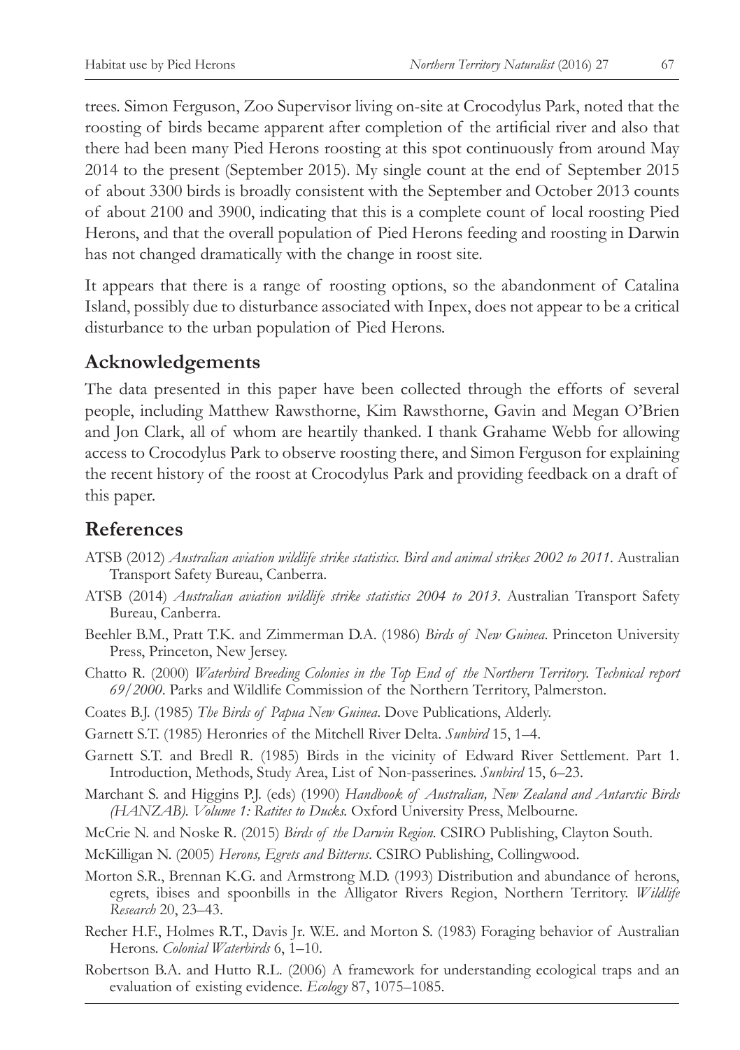trees. Simon Ferguson, Zoo Supervisor living on-site at Crocodylus Park, noted that the roosting of birds became apparent after completion of the artificial river and also that there had been many Pied Herons roosting at this spot continuously from around May 2014 to the present (September 2015). My single count at the end of September 2015 of about 3300 birds is broadly consistent with the September and October 2013 counts of about 2100 and 3900, indicating that this is a complete count of local roosting Pied Herons, and that the overall population of Pied Herons feeding and roosting in Darwin has not changed dramatically with the change in roost site.

It appears that there is a range of roosting options, so the abandonment of Catalina Island, possibly due to disturbance associated with Inpex, does not appear to be a critical disturbance to the urban population of Pied Herons.

## Acknowledgements

The data presented in this paper have been collected through the efforts of several people, including Matthew Rawsthorne, Kim Rawsthorne, Gavin and Megan O'Brien and Jon Clark, all of whom are heartily thanked. I thank Grahame Webb for allowing access to Crocodylus Park to observe roosting there, and Simon Ferguson for explaining the recent history of the roost at Crocodylus Park and providing feedback on a draft of this paper.

## References

ATSB (2012) *Australian aviation wildlife strike statistics. Bird and animal strikes 2002 to 2011*. Australian Transport Safety Bureau, Canberra.

ATSB (2014) *Australian aviation wildlife strike statistics 2004 to 2013*. Australian Transport Safety Bureau, Canberra.

Beehler B.M., Pratt T.K. and Zimmerman D.A. (1986) *Birds of New Guinea*. Princeton University Press, Princeton, New Jersey.

Chatto R. (2000) *Waterbird Breeding Colonies in the Top End of the Northern Territory. Technical report 69/2000*. Parks and Wildlife Commission of the Northern Territory, Palmerston.

Coates B.J. (1985) *The Birds of Papua New Guinea*. Dove Publications, Alderly.

Garnett S.T. (1985) Heronries of the Mitchell River Delta. *Sunbird* 15, 1–4.

Garnett S.T. and Bredl R. (1985) Birds in the vicinity of Edward River Settlement. Part 1. Introduction, Methods, Study Area, List of Non-passerines. *Sunbird* 15, 6–23.

Marchant S. and Higgins P.J. (eds) (1990) *Handbook of Australian, New Zealand and Antarctic Birds (HANZAB). Volume 1: Ratites to Ducks.* Oxford University Press, Melbourne.

McCrie N. and Noske R. (2015) *Birds of the Darwin Region*. CSIRO Publishing, Clayton South.

McKilligan N. (2005) *Herons, Egrets and Bitterns*. CSIRO Publishing, Collingwood.

Morton S.R., Brennan K.G. and Armstrong M.D. (1993) Distribution and abundance of herons, egrets, ibises and spoonbills in the Alligator Rivers Region, Northern Territory. *Wildlife Research* 20, 23–43.

Recher H.F., Holmes R.T., Davis Jr. W.E. and Morton S. (1983) Foraging behavior of Australian Herons. *Colonial Waterbirds* 6, 1–10.

Robertson B.A. and Hutto R.L. (2006) A framework for understanding ecological traps and an evaluation of existing evidence. *Ecology* 87, 1075–1085.